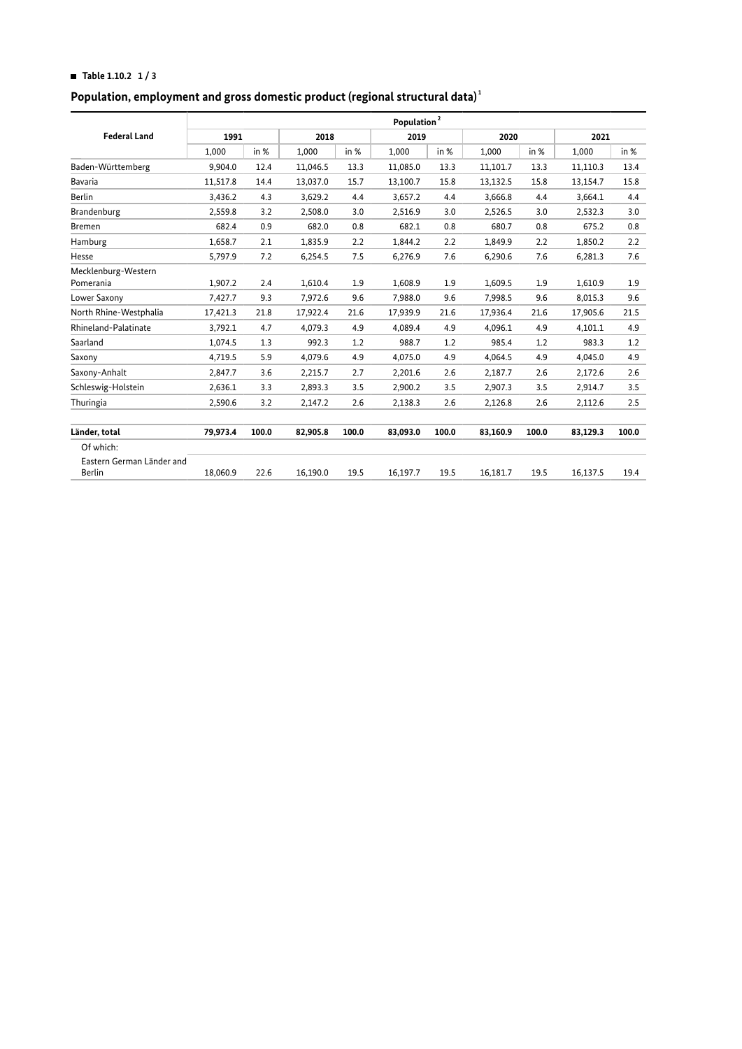**Table 1.10.2 1 / 3**

## Population, employment and gross domestic product (regional structural data)[1]

| Federal Land | Population[2] | | | | | | | | | |
|---|---|---|---|---|---|---|---|---|---|---|
| | 1991 | | 2018 | | 2019 | | 2020 | | 2021 | |
| | 1,000 | in % | 1,000 | in % | 1,000 | in % | 1,000 | in % | 1,000 | in % |
| Baden-Württemberg | 9,904.0 | 12.4 | 11,046.5 | 13.3 | 11,085.0 | 13.3 | 11,101.7 | 13.3 | 11,110.3 | 13.4 |
| Bavaria | 11,517.8 | 14.4 | 13,037.0 | 15.7 | 13,100.7 | 15.8 | 13,132.5 | 15.8 | 13,154.7 | 15.8 |
| Berlin | 3,436.2 | 4.3 | 3,629.2 | 4.4 | 3,657.2 | 4.4 | 3,666.8 | 4.4 | 3,664.1 | 4.4 |
| Brandenburg | 2,559.8 | 3.2 | 2,508.0 | 3.0 | 2,516.9 | 3.0 | 2,526.5 | 3.0 | 2,532.3 | 3.0 |
| Bremen | 682.4 | 0.9 | 682.0 | 0.8 | 682.1 | 0.8 | 680.7 | 0.8 | 675.2 | 0.8 |
| Hamburg | 1,658.7 | 2.1 | 1,835.9 | 2.2 | 1,844.2 | 2.2 | 1,849.9 | 2.2 | 1,850.2 | 2.2 |
| Hesse | 5,797.9 | 7.2 | 6,254.5 | 7.5 | 6,276.9 | 7.6 | 6,290.6 | 7.6 | 6,281.3 | 7.6 |
| Mecklenburg-Western Pomerania | 1,907.2 | 2.4 | 1,610.4 | 1.9 | 1,608.9 | 1.9 | 1,609.5 | 1.9 | 1,610.9 | 1.9 |
| Lower Saxony | 7,427.7 | 9.3 | 7,972.6 | 9.6 | 7,988.0 | 9.6 | 7,998.5 | 9.6 | 8,015.3 | 9.6 |
| North Rhine-Westphalia | 17,421.3 | 21.8 | 17,922.4 | 21.6 | 17,939.9 | 21.6 | 17,936.4 | 21.6 | 17,905.6 | 21.5 |
| Rhineland-Palatinate | 3,792.1 | 4.7 | 4,079.3 | 4.9 | 4,089.4 | 4.9 | 4,096.1 | 4.9 | 4,101.1 | 4.9 |
| Saarland | 1,074.5 | 1.3 | 992.3 | 1.2 | 988.7 | 1.2 | 985.4 | 1.2 | 983.3 | 1.2 |
| Saxony | 4,719.5 | 5.9 | 4,079.6 | 4.9 | 4,075.0 | 4.9 | 4,064.5 | 4.9 | 4,045.0 | 4.9 |
| Saxony-Anhalt | 2,847.7 | 3.6 | 2,215.7 | 2.7 | 2,201.6 | 2.6 | 2,187.7 | 2.6 | 2,172.6 | 2.6 |
| Schleswig-Holstein | 2,636.1 | 3.3 | 2,893.3 | 3.5 | 2,900.2 | 3.5 | 2,907.3 | 3.5 | 2,914.7 | 3.5 |
| Thuringia | 2,590.6 | 3.2 | 2,147.2 | 2.6 | 2,138.3 | 2.6 | 2,126.8 | 2.6 | 2,112.6 | 2.5 |
| **Länder, total** | **79,973.4** | **100.0** | **82,905.8** | **100.0** | **83,093.0** | **100.0** | **83,160.9** | **100.0** | **83,129.3** | **100.0** |
| Of which: | | | | | | | | | | |
| Eastern German Länder and Berlin | 18,060.9 | 22.6 | 16,190.0 | 19.5 | 16,197.7 | 19.5 | 16,181.7 | 19.5 | 16,137.5 | 19.4 |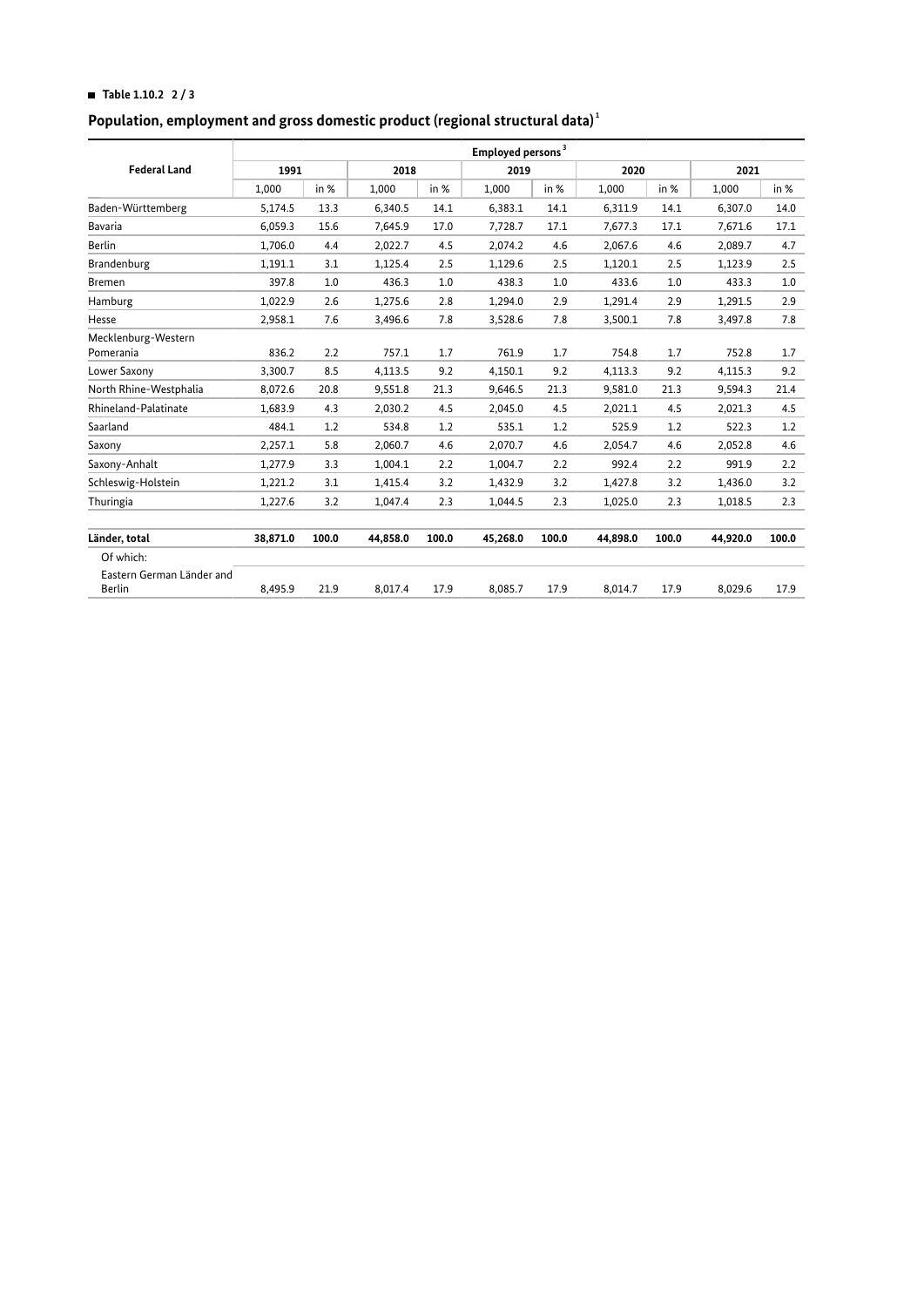**Table 1.10.2 2 / 3**

## Population, employment and gross domestic product (regional structural data)[1]

| Federal Land | Employed persons[3] | | | | | | | | | |
|---|---|---|---|---|---|---|---|---|---|---|
| | 1991 | | 2018 | | 2019 | | 2020 | | 2021 | |
| | 1,000 | in % | 1,000 | in % | 1,000 | in % | 1,000 | in % | 1,000 | in % |
| Baden-Württemberg | 5,174.5 | 13.3 | 6,340.5 | 14.1 | 6,383.1 | 14.1 | 6,311.9 | 14.1 | 6,307.0 | 14.0 |
| Bavaria | 6,059.3 | 15.6 | 7,645.9 | 17.0 | 7,728.7 | 17.1 | 7,677.3 | 17.1 | 7,671.6 | 17.1 |
| Berlin | 1,706.0 | 4.4 | 2,022.7 | 4.5 | 2,074.2 | 4.6 | 2,067.6 | 4.6 | 2,089.7 | 4.7 |
| Brandenburg | 1,191.1 | 3.1 | 1,125.4 | 2.5 | 1,129.6 | 2.5 | 1,120.1 | 2.5 | 1,123.9 | 2.5 |
| Bremen | 397.8 | 1.0 | 436.3 | 1.0 | 438.3 | 1.0 | 433.6 | 1.0 | 433.3 | 1.0 |
| Hamburg | 1,022.9 | 2.6 | 1,275.6 | 2.8 | 1,294.0 | 2.9 | 1,291.4 | 2.9 | 1,291.5 | 2.9 |
| Hesse | 2,958.1 | 7.6 | 3,496.6 | 7.8 | 3,528.6 | 7.8 | 3,500.1 | 7.8 | 3,497.8 | 7.8 |
| Mecklenburg-Western Pomerania | 836.2 | 2.2 | 757.1 | 1.7 | 761.9 | 1.7 | 754.8 | 1.7 | 752.8 | 1.7 |
| Lower Saxony | 3,300.7 | 8.5 | 4,113.5 | 9.2 | 4,150.1 | 9.2 | 4,113.3 | 9.2 | 4,115.3 | 9.2 |
| North Rhine-Westphalia | 8,072.6 | 20.8 | 9,551.8 | 21.3 | 9,646.5 | 21.3 | 9,581.0 | 21.3 | 9,594.3 | 21.4 |
| Rhineland-Palatinate | 1,683.9 | 4.3 | 2,030.2 | 4.5 | 2,045.0 | 4.5 | 2,021.1 | 4.5 | 2,021.3 | 4.5 |
| Saarland | 484.1 | 1.2 | 534.8 | 1.2 | 535.1 | 1.2 | 525.9 | 1.2 | 522.3 | 1.2 |
| Saxony | 2,257.1 | 5.8 | 2,060.7 | 4.6 | 2,070.7 | 4.6 | 2,054.7 | 4.6 | 2,052.8 | 4.6 |
| Saxony-Anhalt | 1,277.9 | 3.3 | 1,004.1 | 2.2 | 1,004.7 | 2.2 | 992.4 | 2.2 | 991.9 | 2.2 |
| Schleswig-Holstein | 1,221.2 | 3.1 | 1,415.4 | 3.2 | 1,432.9 | 3.2 | 1,427.8 | 3.2 | 1,436.0 | 3.2 |
| Thuringia | 1,227.6 | 3.2 | 1,047.4 | 2.3 | 1,044.5 | 2.3 | 1,025.0 | 2.3 | 1,018.5 | 2.3 |
| **Länder, total** | **38,871.0** | **100.0** | **44,858.0** | **100.0** | **45,268.0** | **100.0** | **44,898.0** | **100.0** | **44,920.0** | **100.0** |
| Of which: | | | | | | | | | | |
| Eastern German Länder and Berlin | 8,495.9 | 21.9 | 8,017.4 | 17.9 | 8,085.7 | 17.9 | 8,014.7 | 17.9 | 8,029.6 | 17.9 |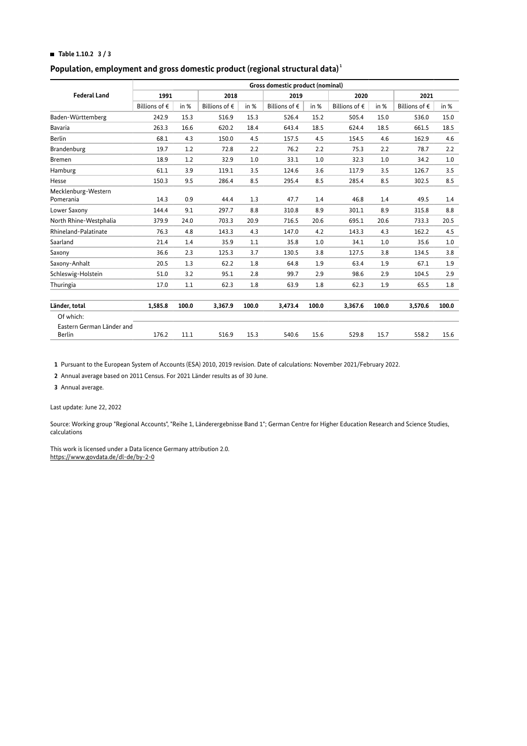**Table 1.10.2 3 / 3**

## Population, employment and gross domestic product (regional structural data)[1]

| Federal Land | Gross domestic product (nominal) | | | | | | | | | |
|---|---|---|---|---|---|---|---|---|---|---|
| | 1991 | | 2018 | | 2019 | | 2020 | | 2021 | |
| | Billions of € | in % | Billions of € | in % | Billions of € | in % | Billions of € | in % | Billions of € | in % |
| Baden-Württemberg | 242.9 | 15.3 | 516.9 | 15.3 | 526.4 | 15.2 | 505.4 | 15.0 | 536.0 | 15.0 |
| Bavaria | 263.3 | 16.6 | 620.2 | 18.4 | 643.4 | 18.5 | 624.4 | 18.5 | 661.5 | 18.5 |
| Berlin | 68.1 | 4.3 | 150.0 | 4.5 | 157.5 | 4.5 | 154.5 | 4.6 | 162.9 | 4.6 |
| Brandenburg | 19.7 | 1.2 | 72.8 | 2.2 | 76.2 | 2.2 | 75.3 | 2.2 | 78.7 | 2.2 |
| Bremen | 18.9 | 1.2 | 32.9 | 1.0 | 33.1 | 1.0 | 32.3 | 1.0 | 34.2 | 1.0 |
| Hamburg | 61.1 | 3.9 | 119.1 | 3.5 | 124.6 | 3.6 | 117.9 | 3.5 | 126.7 | 3.5 |
| Hesse | 150.3 | 9.5 | 286.4 | 8.5 | 295.4 | 8.5 | 285.4 | 8.5 | 302.5 | 8.5 |
| Mecklenburg-Western Pomerania | 14.3 | 0.9 | 44.4 | 1.3 | 47.7 | 1.4 | 46.8 | 1.4 | 49.5 | 1.4 |
| Lower Saxony | 144.4 | 9.1 | 297.7 | 8.8 | 310.8 | 8.9 | 301.1 | 8.9 | 315.8 | 8.8 |
| North Rhine-Westphalia | 379.9 | 24.0 | 703.3 | 20.9 | 716.5 | 20.6 | 695.1 | 20.6 | 733.3 | 20.5 |
| Rhineland-Palatinate | 76.3 | 4.8 | 143.3 | 4.3 | 147.0 | 4.2 | 143.3 | 4.3 | 162.2 | 4.5 |
| Saarland | 21.4 | 1.4 | 35.9 | 1.1 | 35.8 | 1.0 | 34.1 | 1.0 | 35.6 | 1.0 |
| Saxony | 36.6 | 2.3 | 125.3 | 3.7 | 130.5 | 3.8 | 127.5 | 3.8 | 134.5 | 3.8 |
| Saxony-Anhalt | 20.5 | 1.3 | 62.2 | 1.8 | 64.8 | 1.9 | 63.4 | 1.9 | 67.1 | 1.9 |
| Schleswig-Holstein | 51.0 | 3.2 | 95.1 | 2.8 | 99.7 | 2.9 | 98.6 | 2.9 | 104.5 | 2.9 |
| Thuringia | 17.0 | 1.1 | 62.3 | 1.8 | 63.9 | 1.8 | 62.3 | 1.9 | 65.5 | 1.8 |
| **Länder, total** | **1,585.8** | **100.0** | **3,367.9** | **100.0** | **3,473.4** | **100.0** | **3,367.6** | **100.0** | **3,570.6** | **100.0** |
| Of which: | | | | | | | | | | |
| Eastern German Länder and Berlin | 176.2 | 11.1 | 516.9 | 15.3 | 540.6 | 15.6 | 529.8 | 15.7 | 558.2 | 15.6 |

**1** Pursuant to the European System of Accounts (ESA) 2010, 2019 revision. Date of calculations: November 2021/February 2022.

**2** Annual average based on 2011 Census. For 2021 Länder results as of 30 June.

**3** Annual average.

Last update: June 22, 2022

Source: Working group "Regional Accounts", "Reihe 1, Ländererergebnisse Band 1"; German Centre for Higher Education Research and Science Studies, calculations

This work is licensed under a Data licence Germany attribution 2.0.
https://www.govdata.de/dl-de/by-2-0